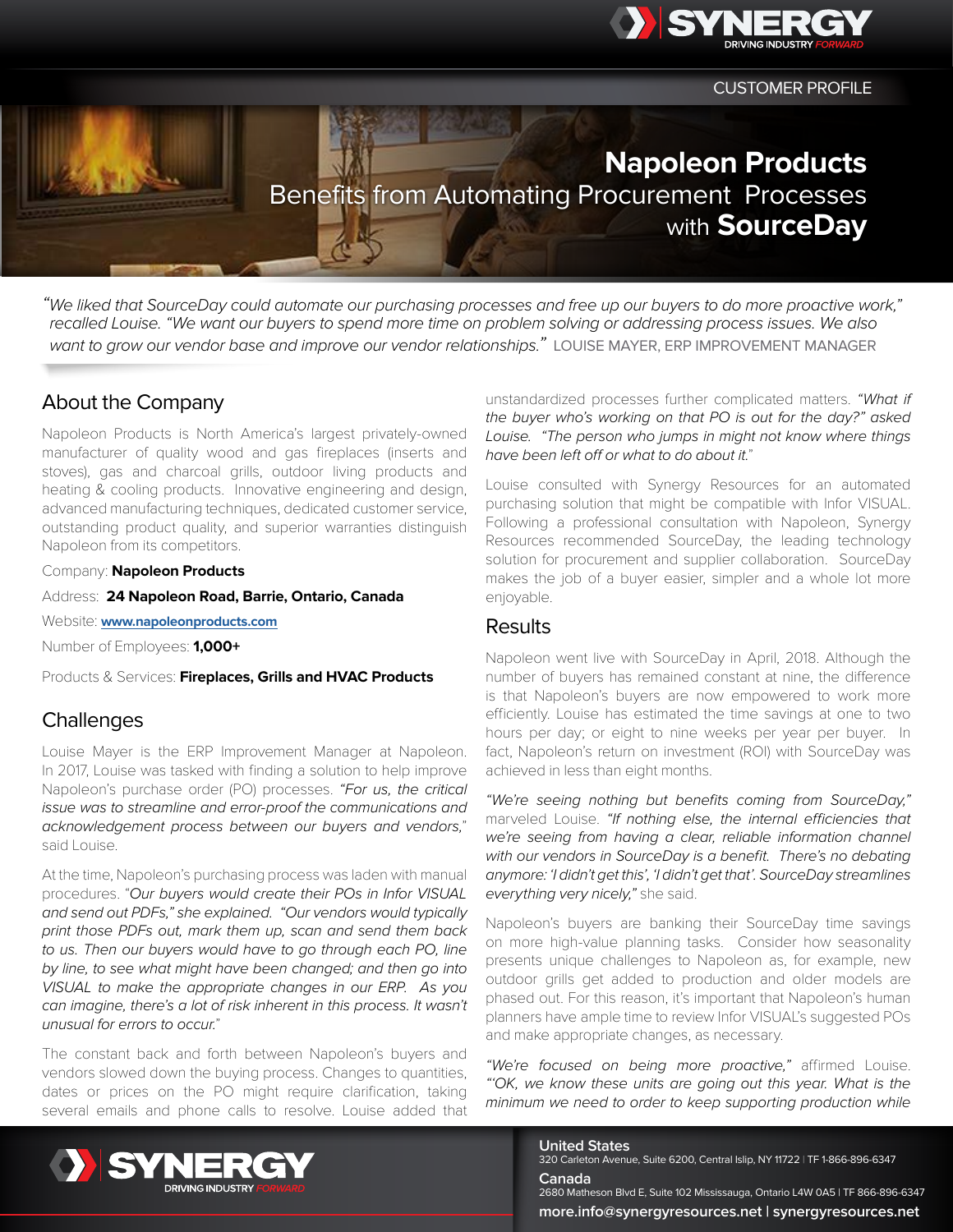CUSTOMER PROFILE

# Napoleon Products Benefits from Automating Procurement Processes with **SourceDay**

*"We liked that SourceDay could automate our purchasing processes and free up our buyers to do more proactive work," recalled Louise. "We want our buyers to spend more time on problem solving or addressing process issues. We also want to grow our vendor base and improve our vendor relationships."* LOUISE MAYER, ERP IMPROVEMENT MANAGER

## About the Company

Napoleon Products is North America's largest privately-owned manufacturer of quality wood and gas fireplaces (inserts and stoves), gas and charcoal grills, outdoor living products and heating & cooling products. Innovative engineering and design, advanced manufacturing techniques, dedicated customer service, outstanding product quality, and superior warranties distinguish Napoleon from its competitors.

Company: **Napoleon Products**

Address: **24 Napoleon Road, Barrie, Ontario, Canada**

Website: **www.napoleonproducts.com**

Number of Employees: **1,000+**

Products & Services: **Fireplaces, Grills and HVAC Products**

## Challenges

Louise Mayer is the ERP Improvement Manager at Napoleon. In 2017, Louise was tasked with finding a solution to help improve Napoleon's purchase order (PO) processes. *"For us, the critical issue was to streamline and error-proof the communications and acknowledgement process between our buyers and vendors,"* said Louise.

At the time, Napoleon's purchasing process was laden with manual procedures. "*Our buyers would create their POs in Infor VISUAL and send out PDFs," she explained. "Our vendors would typically print those PDFs out, mark them up, scan and send them back to us. Then our buyers would have to go through each PO, line by line, to see what might have been changed; and then go into VISUAL to make the appropriate changes in our ERP. As you can imagine, there's a lot of risk inherent in this process. It wasn't unusual for errors to occur.*"

The constant back and forth between Napoleon's buyers and vendors slowed down the buying process. Changes to quantities, dates or prices on the PO might require clarification, taking several emails and phone calls to resolve. Louise added that unstandardized processes further complicated matters. *"What if the buyer who's working on that PO is out for the day?" asked Louise. "The person who jumps in might not know where things have been left off or what to do about it."*

Louise consulted with Synergy Resources for an automated purchasing solution that might be compatible with Infor VISUAL. Following a professional consultation with Napoleon, Synergy Resources recommended SourceDay, the leading technology solution for procurement and supplier collaboration. SourceDay makes the job of a buyer easier, simpler and a whole lot more enjoyable.

## Results

Napoleon went live with SourceDay in April, 2018. Although the number of buyers has remained constant at nine, the difference is that Napoleon's buyers are now empowered to work more efficiently. Louise has estimated the time savings at one to two hours per day; or eight to nine weeks per year per buyer. In fact, Napoleon's return on investment (ROI) with SourceDay was achieved in less than eight months.

*"We're seeing nothing but benefits coming from SourceDay,"* marveled Louise. *"If nothing else, the internal efficiencies that we're seeing from having a clear, reliable information channel with our vendors in SourceDay is a benefit. There's no debating anymore: 'I didn't get this', 'I didn't get that'. SourceDay streamlines everything very nicely,"* she said.

Napoleon's buyers are banking their SourceDay time savings on more high-value planning tasks. Consider how seasonality presents unique challenges to Napoleon as, for example, new outdoor grills get added to production and older models are phased out. For this reason, it's important that Napoleon's human planners have ample time to review Infor VISUAL's suggested POs and make appropriate changes, as necessary.

*"We're focused on being more proactive,"* affirmed Louise. *"'OK, we know these units are going out this year. What is the minimum we need to order to keep supporting production while*

**United States**
320 Carleton Avenue, Suite 6200, Central Islip, NY 11722 | TF 1-866-896-6347

**Canada**
2680 Matheson Blvd E, Suite 102 Mississauga, Ontario L4W 0A5 | TF 866-896-6347

more.info@synergyresources.net | synergyresources.net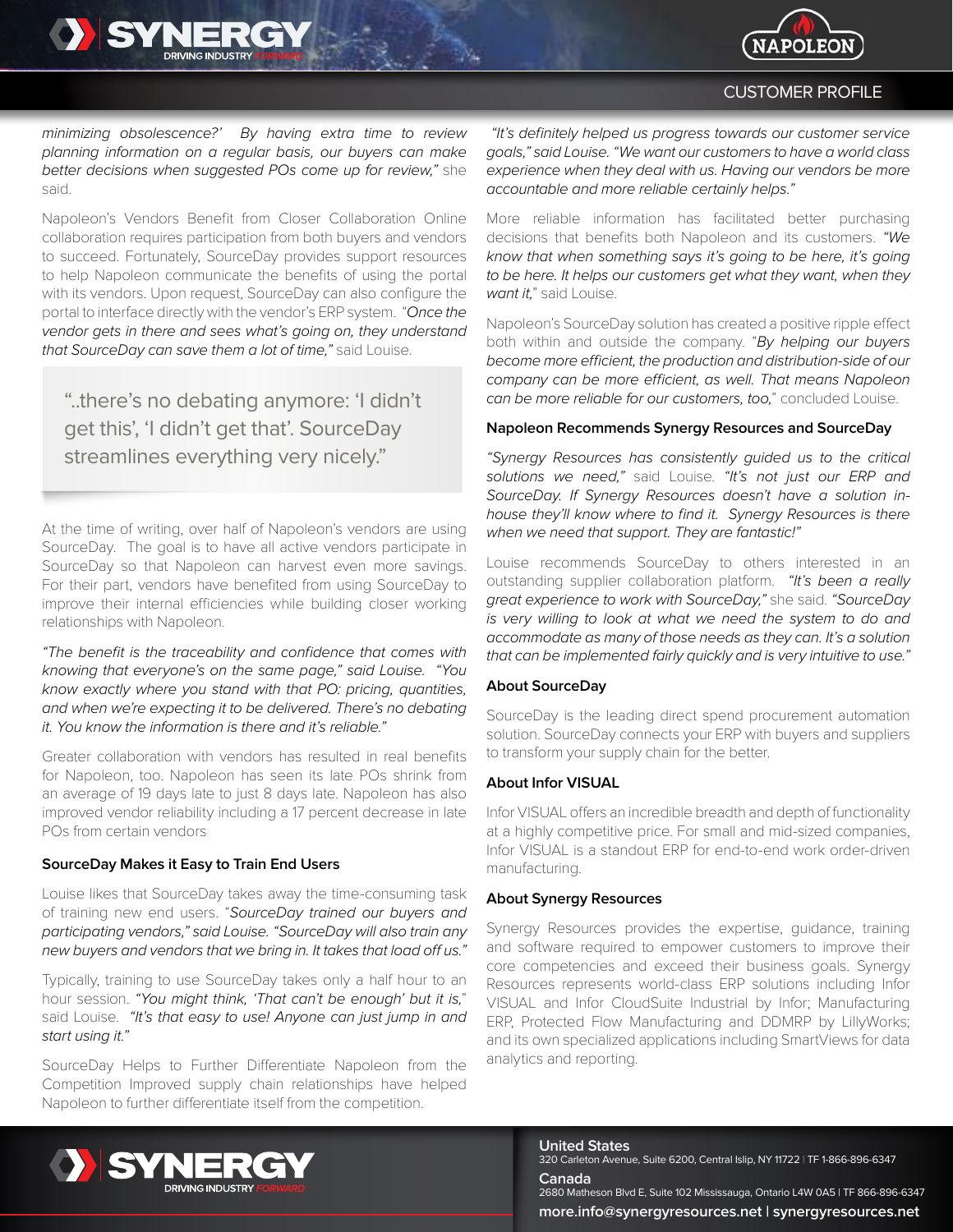*minimizing obsolescence?' By having extra time to review planning information on a regular basis, our buyers can make better decisions when suggested POs come up for review,"* she said.

Napoleon's Vendors Benefit from Closer Collaboration Online collaboration requires participation from both buyers and vendors to succeed. Fortunately, SourceDay provides support resources to help Napoleon communicate the benefits of using the portal with its vendors. Upon request, SourceDay can also configure the portal to interface directly with the vendor's ERP system. "*Once the vendor gets in there and sees what's going on, they understand that SourceDay can save them a lot of time,"* said Louise.

> "..there's no debating anymore: 'I didn't get this', 'I didn't get that'. SourceDay streamlines everything very nicely."

At the time of writing, over half of Napoleon's vendors are using SourceDay. The goal is to have all active vendors participate in SourceDay so that Napoleon can harvest even more savings. For their part, vendors have benefited from using SourceDay to improve their internal efficiencies while building closer working relationships with Napoleon.

*"The benefit is the traceability and confidence that comes with knowing that everyone's on the same page," said Louise. "You know exactly where you stand with that PO: pricing, quantities, and when we're expecting it to be delivered. There's no debating it. You know the information is there and it's reliable."*

Greater collaboration with vendors has resulted in real benefits for Napoleon, too. Napoleon has seen its late POs shrink from an average of 19 days late to just 8 days late. Napoleon has also improved vendor reliability including a 17 percent decrease in late POs from certain vendors

### SourceDay Makes it Easy to Train End Users

Louise likes that SourceDay takes away the time-consuming task of training new end users. "*SourceDay trained our buyers and participating vendors," said Louise. "SourceDay will also train any new buyers and vendors that we bring in. It takes that load off us."*

Typically, training to use SourceDay takes only a half hour to an hour session. *"You might think, 'That can't be enough' but it is,"* said Louise. *"It's that easy to use! Anyone can just jump in and start using it."*

SourceDay Helps to Further Differentiate Napoleon from the Competition Improved supply chain relationships have helped Napoleon to further differentiate itself from the competition.

*"It's definitely helped us progress towards our customer service goals," said Louise. "We want our customers to have a world class experience when they deal with us. Having our vendors be more accountable and more reliable certainly helps."*

More reliable information has facilitated better purchasing decisions that benefits both Napoleon and its customers. *"We know that when something says it's going to be here, it's going to be here. It helps our customers get what they want, when they want it,"* said Louise.

Napoleon's SourceDay solution has created a positive ripple effect both within and outside the company. "*By helping our buyers become more efficient, the production and distribution-side of our company can be more efficient, as well. That means Napoleon can be more reliable for our customers, too,*" concluded Louise.

### Napoleon Recommends Synergy Resources and SourceDay

*"Synergy Resources has consistently guided us to the critical solutions we need,"* said Louise. *"It's not just our ERP and SourceDay. If Synergy Resources doesn't have a solution in-house they'll know where to find it. Synergy Resources is there when we need that support. They are fantastic!"*

Louise recommends SourceDay to others interested in an outstanding supplier collaboration platform. *"It's been a really great experience to work with SourceDay,"* she said. *"SourceDay is very willing to look at what we need the system to do and accommodate as many of those needs as they can. It's a solution that can be implemented fairly quickly and is very intuitive to use."*

### About SourceDay

SourceDay is the leading direct spend procurement automation solution. SourceDay connects your ERP with buyers and suppliers to transform your supply chain for the better.

### About Infor VISUAL

Infor VISUAL offers an incredible breadth and depth of functionality at a highly competitive price. For small and mid-sized companies, Infor VISUAL is a standout ERP for end-to-end work order-driven manufacturing.

### About Synergy Resources

Synergy Resources provides the expertise, guidance, training and software required to empower customers to improve their core competencies and exceed their business goals. Synergy Resources represents world-class ERP solutions including Infor VISUAL and Infor CloudSuite Industrial by Infor; Manufacturing ERP, Protected Flow Manufacturing and DDMRP by LillyWorks; and its own specialized applications including SmartViews for data analytics and reporting.

**United States**
320 Carleton Avenue, Suite 6200, Central Islip, NY 11722 | TF 1-866-896-6347

**Canada**
2680 Matheson Blvd E, Suite 102 Mississauga, Ontario L4W 0A5 | TF 866-896-6347

**more.info@synergyresources.net | synergyresources.net**